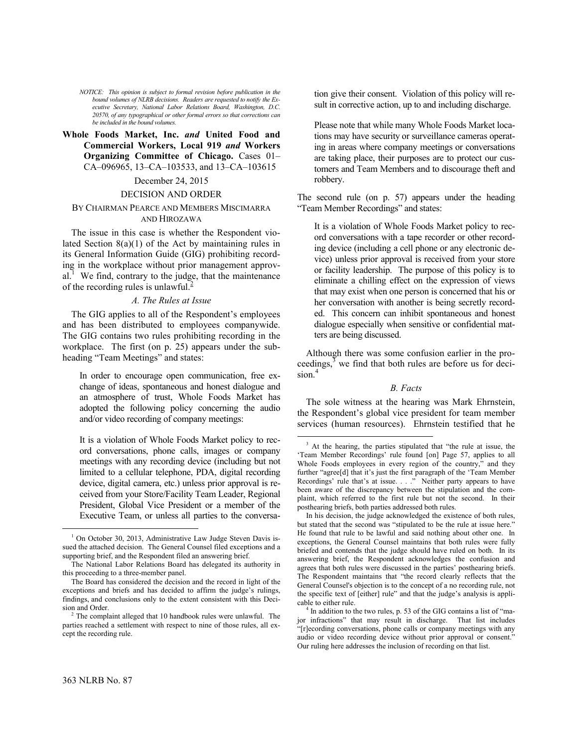*NOTICE: This opinion is subject to formal revision before publication in the bound volumes of NLRB decisions. Readers are requested to notify the Executive Secretary, National Labor Relations Board, Washington, D.C. 20570, of any typographical or other formal errors so that corrections can be included in the bound volumes.*

**Whole Foods Market, Inc.** ***and*** **United Food and Commercial Workers, Local 919** ***and*** **Workers Organizing Committee of Chicago.** Cases 01–CA–096965, 13–CA–103533, and 13–CA–103615

December 24, 2015

DECISION AND ORDER

BY CHAIRMAN PEARCE AND MEMBERS MISCIMARRA AND HIROZAWA

The issue in this case is whether the Respondent violated Section 8(a)(1) of the Act by maintaining rules in its General Information Guide (GIG) prohibiting recording in the workplace without prior management approval.[1] We find, contrary to the judge, that the maintenance of the recording rules is unlawful.[2]

*A. The Rules at Issue*

The GIG applies to all of the Respondent's employees and has been distributed to employees companywide. The GIG contains two rules prohibiting recording in the workplace. The first (on p. 25) appears under the subheading "Team Meetings" and states:

> In order to encourage open communication, free exchange of ideas, spontaneous and honest dialogue and an atmosphere of trust, Whole Foods Market has adopted the following policy concerning the audio and/or video recording of company meetings:
>
> It is a violation of Whole Foods Market policy to record conversations, phone calls, images or company meetings with any recording device (including but not limited to a cellular telephone, PDA, digital recording device, digital camera, etc.) unless prior approval is received from your Store/Facility Team Leader, Regional President, Global Vice President or a member of the Executive Team, or unless all parties to the conversation give their consent. Violation of this policy will result in corrective action, up to and including discharge.
>
> Please note that while many Whole Foods Market locations may have security or surveillance cameras operating in areas where company meetings or conversations are taking place, their purposes are to protect our customers and Team Members and to discourage theft and robbery.

The second rule (on p. 57) appears under the heading "Team Member Recordings" and states:

> It is a violation of Whole Foods Market policy to record conversations with a tape recorder or other recording device (including a cell phone or any electronic device) unless prior approval is received from your store or facility leadership. The purpose of this policy is to eliminate a chilling effect on the expression of views that may exist when one person is concerned that his or her conversation with another is being secretly recorded. This concern can inhibit spontaneous and honest dialogue especially when sensitive or confidential matters are being discussed.

Although there was some confusion earlier in the proceedings,[3] we find that both rules are before us for decision.[4]

*B. Facts*

The sole witness at the hearing was Mark Ehrnstein, the Respondent's global vice president for team member services (human resources). Ehrnstein testified that he

---

[1] On October 30, 2013, Administrative Law Judge Steven Davis issued the attached decision. The General Counsel filed exceptions and a supporting brief, and the Respondent filed an answering brief.

The National Labor Relations Board has delegated its authority in this proceeding to a three-member panel.

The Board has considered the decision and the record in light of the exceptions and briefs and has decided to affirm the judge's rulings, findings, and conclusions only to the extent consistent with this Decision and Order.

[2] The complaint alleged that 10 handbook rules were unlawful. The parties reached a settlement with respect to nine of those rules, all except the recording rule.

[3] At the hearing, the parties stipulated that "the rule at issue, the 'Team Member Recordings' rule found [on] Page 57, applies to all Whole Foods employees in every region of the country," and they further "agree[d] that it's just the first paragraph of the 'Team Member Recordings' rule that's at issue. . . ." Neither party appears to have been aware of the discrepancy between the stipulation and the complaint, which referred to the first rule but not the second. In their posthearing briefs, both parties addressed both rules.

In his decision, the judge acknowledged the existence of both rules, but stated that the second was "stipulated to be the rule at issue here." He found that rule to be lawful and said nothing about other one. In exceptions, the General Counsel maintains that both rules were fully briefed and contends that the judge should have ruled on both. In its answering brief, the Respondent acknowledges the confusion and agrees that both rules were discussed in the parties' posthearing briefs. The Respondent maintains that "the record clearly reflects that the General Counsel's objection is to the concept of a no recording rule, not the specific text of [either] rule" and that the judge's analysis is applicable to either rule.

[4] In addition to the two rules, p. 53 of the GIG contains a list of "major infractions" that may result in discharge. That list includes "[r]ecording conversations, phone calls or company meetings with any audio or video recording device without prior approval or consent." Our ruling here addresses the inclusion of recording on that list.

363 NLRB No. 87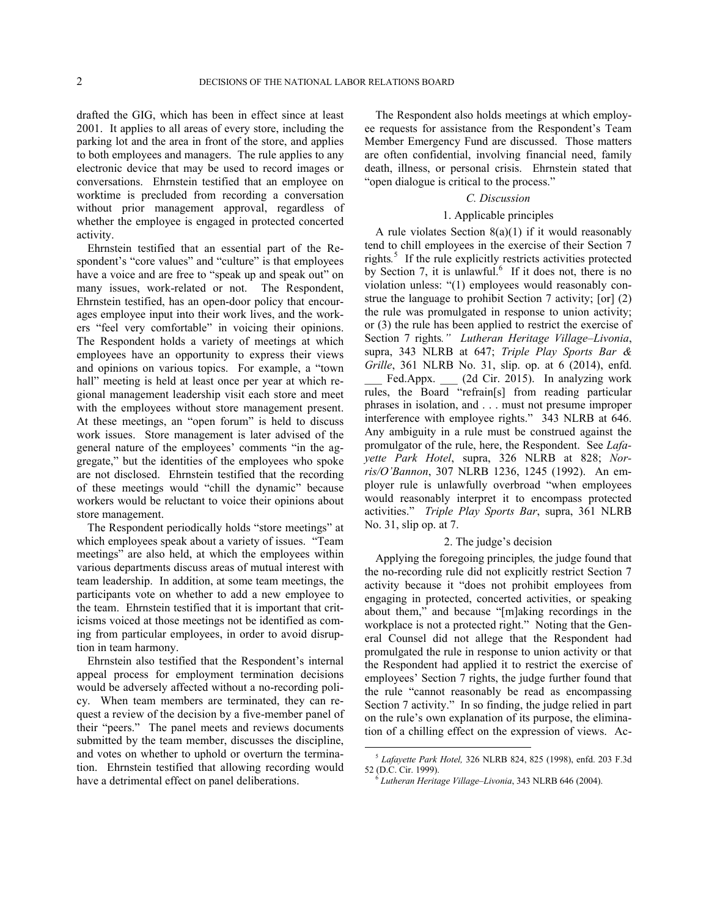drafted the GIG, which has been in effect since at least 2001. It applies to all areas of every store, including the parking lot and the area in front of the store, and applies to both employees and managers. The rule applies to any electronic device that may be used to record images or conversations. Ehrnstein testified that an employee on worktime is precluded from recording a conversation without prior management approval, regardless of whether the employee is engaged in protected concerted activity.

Ehrnstein testified that an essential part of the Respondent's "core values" and "culture" is that employees have a voice and are free to "speak up and speak out" on many issues, work-related or not. The Respondent, Ehrnstein testified, has an open-door policy that encourages employee input into their work lives, and the workers "feel very comfortable" in voicing their opinions. The Respondent holds a variety of meetings at which employees have an opportunity to express their views and opinions on various topics. For example, a "town hall" meeting is held at least once per year at which regional management leadership visit each store and meet with the employees without store management present. At these meetings, an "open forum" is held to discuss work issues. Store management is later advised of the general nature of the employees' comments "in the aggregate," but the identities of the employees who spoke are not disclosed. Ehrnstein testified that the recording of these meetings would "chill the dynamic" because workers would be reluctant to voice their opinions about store management.

The Respondent periodically holds "store meetings" at which employees speak about a variety of issues. "Team meetings" are also held, at which the employees within various departments discuss areas of mutual interest with team leadership. In addition, at some team meetings, the participants vote on whether to add a new employee to the team. Ehrnstein testified that it is important that criticisms voiced at those meetings not be identified as coming from particular employees, in order to avoid disruption in team harmony.

Ehrnstein also testified that the Respondent's internal appeal process for employment termination decisions would be adversely affected without a no-recording policy. When team members are terminated, they can request a review of the decision by a five-member panel of their "peers." The panel meets and reviews documents submitted by the team member, discusses the discipline, and votes on whether to uphold or overturn the termination. Ehrnstein testified that allowing recording would have a detrimental effect on panel deliberations.

The Respondent also holds meetings at which employee requests for assistance from the Respondent's Team Member Emergency Fund are discussed. Those matters are often confidential, involving financial need, family death, illness, or personal crisis. Ehrnstein stated that "open dialogue is critical to the process."

### *C. Discussion*

#### 1. Applicable principles

A rule violates Section 8(a)(1) if it would reasonably tend to chill employees in the exercise of their Section 7 rights.[5] If the rule explicitly restricts activities protected by Section 7, it is unlawful.[6] If it does not, there is no violation unless: "(1) employees would reasonably construe the language to prohibit Section 7 activity; [or] (2) the rule was promulgated in response to union activity; or (3) the rule has been applied to restrict the exercise of Section 7 rights*."* *Lutheran Heritage Village–Livonia*, supra, 343 NLRB at 647; *Triple Play Sports Bar & Grille*, 361 NLRB No. 31, slip. op. at 6 (2014), enfd. ___ Fed.Appx. ___ (2d Cir. 2015). In analyzing work rules, the Board "refrain[s] from reading particular phrases in isolation, and . . . must not presume improper interference with employee rights." 343 NLRB at 646. Any ambiguity in a rule must be construed against the promulgator of the rule, here, the Respondent. See *Lafayette Park Hotel*, supra, 326 NLRB at 828; *Norris/O'Bannon*, 307 NLRB 1236, 1245 (1992). An employer rule is unlawfully overbroad "when employees would reasonably interpret it to encompass protected activities." *Triple Play Sports Bar*, supra, 361 NLRB No. 31, slip op. at 7.

#### 2. The judge's decision

Applying the foregoing principles*,* the judge found that the no-recording rule did not explicitly restrict Section 7 activity because it "does not prohibit employees from engaging in protected, concerted activities, or speaking about them," and because "[m]aking recordings in the workplace is not a protected right." Noting that the General Counsel did not allege that the Respondent had promulgated the rule in response to union activity or that the Respondent had applied it to restrict the exercise of employees' Section 7 rights, the judge further found that the rule "cannot reasonably be read as encompassing Section 7 activity." In so finding, the judge relied in part on the rule's own explanation of its purpose, the elimination of a chilling effect on the expression of views. Ac-

[5] *Lafayette Park Hotel,* 326 NLRB 824, 825 (1998), enfd. 203 F.3d 52 (D.C. Cir. 1999).

[6] *Lutheran Heritage Village–Livonia*, 343 NLRB 646 (2004).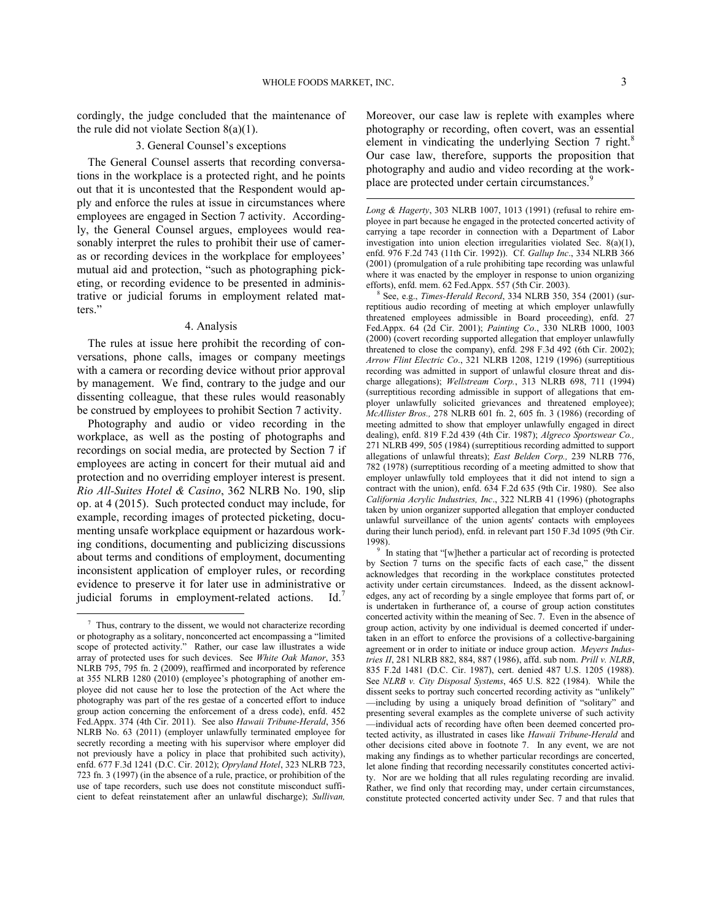cordingly, the judge concluded that the maintenance of the rule did not violate Section 8(a)(1).

### 3. General Counsel's exceptions

The General Counsel asserts that recording conversations in the workplace is a protected right, and he points out that it is uncontested that the Respondent would apply and enforce the rules at issue in circumstances where employees are engaged in Section 7 activity. Accordingly, the General Counsel argues, employees would reasonably interpret the rules to prohibit their use of cameras or recording devices in the workplace for employees' mutual aid and protection, "such as photographing picketing, or recording evidence to be presented in administrative or judicial forums in employment related matters."

### 4. Analysis

The rules at issue here prohibit the recording of conversations, phone calls, images or company meetings with a camera or recording device without prior approval by management. We find, contrary to the judge and our dissenting colleague, that these rules would reasonably be construed by employees to prohibit Section 7 activity.

Photography and audio or video recording in the workplace, as well as the posting of photographs and recordings on social media, are protected by Section 7 if employees are acting in concert for their mutual aid and protection and no overriding employer interest is present. *Rio All-Suites Hotel & Casino*, 362 NLRB No. 190, slip op. at 4 (2015). Such protected conduct may include, for example, recording images of protected picketing, documenting unsafe workplace equipment or hazardous working conditions, documenting and publicizing discussions about terms and conditions of employment, documenting inconsistent application of employer rules, or recording evidence to preserve it for later use in administrative or judicial forums in employment-related actions. Id.[7] Moreover, our case law is replete with examples where photography or recording, often covert, was an essential element in vindicating the underlying Section 7 right.[8] Our case law, therefore, supports the proposition that photography and audio and video recording at the workplace are protected under certain circumstances.[9]

---

[7] Thus, contrary to the dissent, we would not characterize recording or photography as a solitary, nonconcerted act encompassing a "limited scope of protected activity." Rather, our case law illustrates a wide array of protected uses for such devices. See *White Oak Manor*, 353 NLRB 795, 795 fn. 2 (2009), reaffirmed and incorporated by reference at 355 NLRB 1280 (2010) (employee's photographing of another employee did not cause her to lose the protection of the Act where the photography was part of the res gestae of a concerted effort to induce group action concerning the enforcement of a dress code), enfd. 452 Fed.Appx. 374 (4th Cir. 2011). See also *Hawaii Tribune-Herald*, 356 NLRB No. 63 (2011) (employer unlawfully terminated employee for secretly recording a meeting with his supervisor where employer did not previously have a policy in place that prohibited such activity), enfd. 677 F.3d 1241 (D.C. Cir. 2012); *Opryland Hotel*, 323 NLRB 723, 723 fn. 3 (1997) (in the absence of a rule, practice, or prohibition of the use of tape recorders, such use does not constitute misconduct sufficient to defeat reinstatement after an unlawful discharge); *Sullivan, Long & Hagerty*, 303 NLRB 1007, 1013 (1991) (refusal to rehire employee in part because he engaged in the protected concerted activity of carrying a tape recorder in connection with a Department of Labor investigation into union election irregularities violated Sec. 8(a)(1), enfd. 976 F.2d 743 (11th Cir. 1992)). Cf. *Gallup Inc*., 334 NLRB 366 (2001) (promulgation of a rule prohibiting tape recording was unlawful where it was enacted by the employer in response to union organizing efforts), enfd. mem. 62 Fed.Appx. 557 (5th Cir. 2003).

[8] See, e.g., *Times-Herald Record*, 334 NLRB 350, 354 (2001) (surreptitious audio recording of meeting at which employer unlawfully threatened employees admissible in Board proceeding), enfd. 27 Fed.Appx. 64 (2d Cir. 2001); *Painting Co*., 330 NLRB 1000, 1003 (2000) (covert recording supported allegation that employer unlawfully threatened to close the company), enfd. 298 F.3d 492 (6th Cir. 2002); *Arrow Flint Electric Co*., 321 NLRB 1208, 1219 (1996) (surreptitious recording was admitted in support of unlawful closure threat and discharge allegations); *Wellstream Corp.*, 313 NLRB 698, 711 (1994) (surreptitious recording admissible in support of allegations that employer unlawfully solicited grievances and threatened employee); *McAllister Bros.,* 278 NLRB 601 fn. 2, 605 fn. 3 (1986) (recording of meeting admitted to show that employer unlawfully engaged in direct dealing), enfd. 819 F.2d 439 (4th Cir. 1987); *Algreco Sportswear Co.,* 271 NLRB 499, 505 (1984) (surreptitious recording admitted to support allegations of unlawful threats); *East Belden Corp.,* 239 NLRB 776, 782 (1978) (surreptitious recording of a meeting admitted to show that employer unlawfully told employees that it did not intend to sign a contract with the union), enfd. 634 F.2d 635 (9th Cir. 1980). See also *California Acrylic Industries, Inc*., 322 NLRB 41 (1996) (photographs taken by union organizer supported allegation that employer conducted unlawful surveillance of the union agents' contacts with employees during their lunch period), enfd. in relevant part 150 F.3d 1095 (9th Cir. 1998).

[9] In stating that "[w]hether a particular act of recording is protected by Section 7 turns on the specific facts of each case," the dissent acknowledges that recording in the workplace constitutes protected activity under certain circumstances. Indeed, as the dissent acknowledges, any act of recording by a single employee that forms part of, or is undertaken in furtherance of, a course of group action constitutes concerted activity within the meaning of Sec. 7. Even in the absence of group action, activity by one individual is deemed concerted if undertaken in an effort to enforce the provisions of a collective-bargaining agreement or in order to initiate or induce group action. *Meyers Industries II*, 281 NLRB 882, 884, 887 (1986), affd. sub nom. *Prill v. NLRB*, 835 F.2d 1481 (D.C. Cir. 1987), cert. denied 487 U.S. 1205 (1988). See *NLRB v. City Disposal Systems*, 465 U.S. 822 (1984). While the dissent seeks to portray such concerted recording activity as "unlikely"—including by using a uniquely broad definition of "solitary" and presenting several examples as the complete universe of such activity—individual acts of recording have often been deemed concerted protected activity, as illustrated in cases like *Hawaii Tribune-Herald* and other decisions cited above in footnote 7. In any event, we are not making any findings as to whether particular recordings are concerted, let alone finding that recording necessarily constitutes concerted activity. Nor are we holding that all rules regulating recording are invalid. Rather, we find only that recording may, under certain circumstances, constitute protected concerted activity under Sec. 7 and that rules that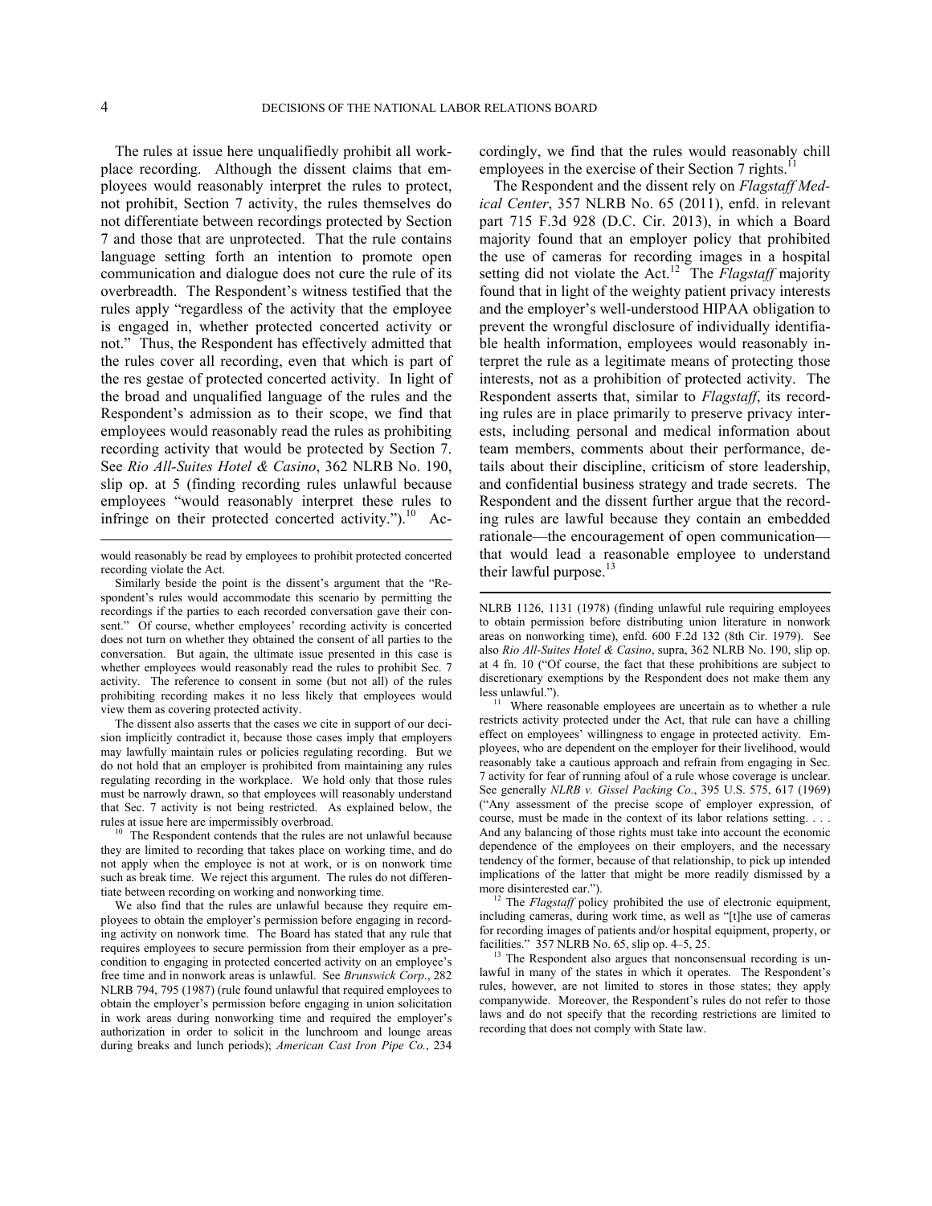The rules at issue here unqualifiedly prohibit all workplace recording. Although the dissent claims that employees would reasonably interpret the rules to protect, not prohibit, Section 7 activity, the rules themselves do not differentiate between recordings protected by Section 7 and those that are unprotected. That the rule contains language setting forth an intention to promote open communication and dialogue does not cure the rule of its overbreadth. The Respondent's witness testified that the rules apply "regardless of the activity that the employee is engaged in, whether protected concerted activity or not." Thus, the Respondent has effectively admitted that the rules cover all recording, even that which is part of the res gestae of protected concerted activity. In light of the broad and unqualified language of the rules and the Respondent's admission as to their scope, we find that employees would reasonably read the rules as prohibiting recording activity that would be protected by Section 7. See *Rio All-Suites Hotel & Casino*, 362 NLRB No. 190, slip op. at 5 (finding recording rules unlawful because employees "would reasonably interpret these rules to infringe on their protected concerted activity.").[10] Accordingly, we find that the rules would reasonably chill employees in the exercise of their Section 7 rights.[11]

The Respondent and the dissent rely on *Flagstaff Medical Center*, 357 NLRB No. 65 (2011), enfd. in relevant part 715 F.3d 928 (D.C. Cir. 2013), in which a Board majority found that an employer policy that prohibited the use of cameras for recording images in a hospital setting did not violate the Act.[12] The *Flagstaff* majority found that in light of the weighty patient privacy interests and the employer's well-understood HIPAA obligation to prevent the wrongful disclosure of individually identifiable health information, employees would reasonably interpret the rule as a legitimate means of protecting those interests, not as a prohibition of protected activity. The Respondent asserts that, similar to *Flagstaff*, its recording rules are in place primarily to preserve privacy interests, including personal and medical information about team members, comments about their performance, details about their discipline, criticism of store leadership, and confidential business strategy and trade secrets. The Respondent and the dissent further argue that the recording rules are lawful because they contain an embedded rationale—the encouragement of open communication—that would lead a reasonable employee to understand their lawful purpose.[13]

---

would reasonably be read by employees to prohibit protected concerted recording violate the Act.

Similarly beside the point is the dissent's argument that the "Respondent's rules would accommodate this scenario by permitting the recordings if the parties to each recorded conversation gave their consent." Of course, whether employees' recording activity is concerted does not turn on whether they obtained the consent of all parties to the conversation. But again, the ultimate issue presented in this case is whether employees would reasonably read the rules to prohibit Sec. 7 activity. The reference to consent in some (but not all) of the rules prohibiting recording makes it no less likely that employees would view them as covering protected activity.

The dissent also asserts that the cases we cite in support of our decision implicitly contradict it, because those cases imply that employers may lawfully maintain rules or policies regulating recording. But we do not hold that an employer is prohibited from maintaining any rules regulating recording in the workplace. We hold only that those rules must be narrowly drawn, so that employees will reasonably understand that Sec. 7 activity is not being restricted. As explained below, the rules at issue here are impermissibly overbroad.

[10] The Respondent contends that the rules are not unlawful because they are limited to recording that takes place on working time, and do not apply when the employee is not at work, or is on nonwork time such as break time. We reject this argument. The rules do not differentiate between recording on working and nonworking time.

We also find that the rules are unlawful because they require employees to obtain the employer's permission before engaging in recording activity on nonwork time. The Board has stated that any rule that requires employees to secure permission from their employer as a precondition to engaging in protected concerted activity on an employee's free time and in nonwork areas is unlawful. See *Brunswick Corp*., 282 NLRB 794, 795 (1987) (rule found unlawful that required employees to obtain the employer's permission before engaging in union solicitation in work areas during nonworking time and required the employer's authorization in order to solicit in the lunchroom and lounge areas during breaks and lunch periods); *American Cast Iron Pipe Co.*, 234 NLRB 1126, 1131 (1978) (finding unlawful rule requiring employees to obtain permission before distributing union literature in nonwork areas on nonworking time), enfd. 600 F.2d 132 (8th Cir. 1979). See also *Rio All-Suites Hotel & Casino*, supra, 362 NLRB No. 190, slip op. at 4 fn. 10 ("Of course, the fact that these prohibitions are subject to discretionary exemptions by the Respondent does not make them any less unlawful.").

[11] Where reasonable employees are uncertain as to whether a rule restricts activity protected under the Act, that rule can have a chilling effect on employees' willingness to engage in protected activity. Employees, who are dependent on the employer for their livelihood, would reasonably take a cautious approach and refrain from engaging in Sec. 7 activity for fear of running afoul of a rule whose coverage is unclear. See generally *NLRB v. Gissel Packing Co.*, 395 U.S. 575, 617 (1969) ("Any assessment of the precise scope of employer expression, of course, must be made in the context of its labor relations setting. . . . And any balancing of those rights must take into account the economic dependence of the employees on their employers, and the necessary tendency of the former, because of that relationship, to pick up intended implications of the latter that might be more readily dismissed by a more disinterested ear.").

[12] The *Flagstaff* policy prohibited the use of electronic equipment, including cameras, during work time, as well as "[t]he use of cameras for recording images of patients and/or hospital equipment, property, or facilities." 357 NLRB No. 65, slip op. 4–5, 25.

[13] The Respondent also argues that nonconsensual recording is unlawful in many of the states in which it operates. The Respondent's rules, however, are not limited to stores in those states; they apply companywide. Moreover, the Respondent's rules do not refer to those laws and do not specify that the recording restrictions are limited to recording that does not comply with State law.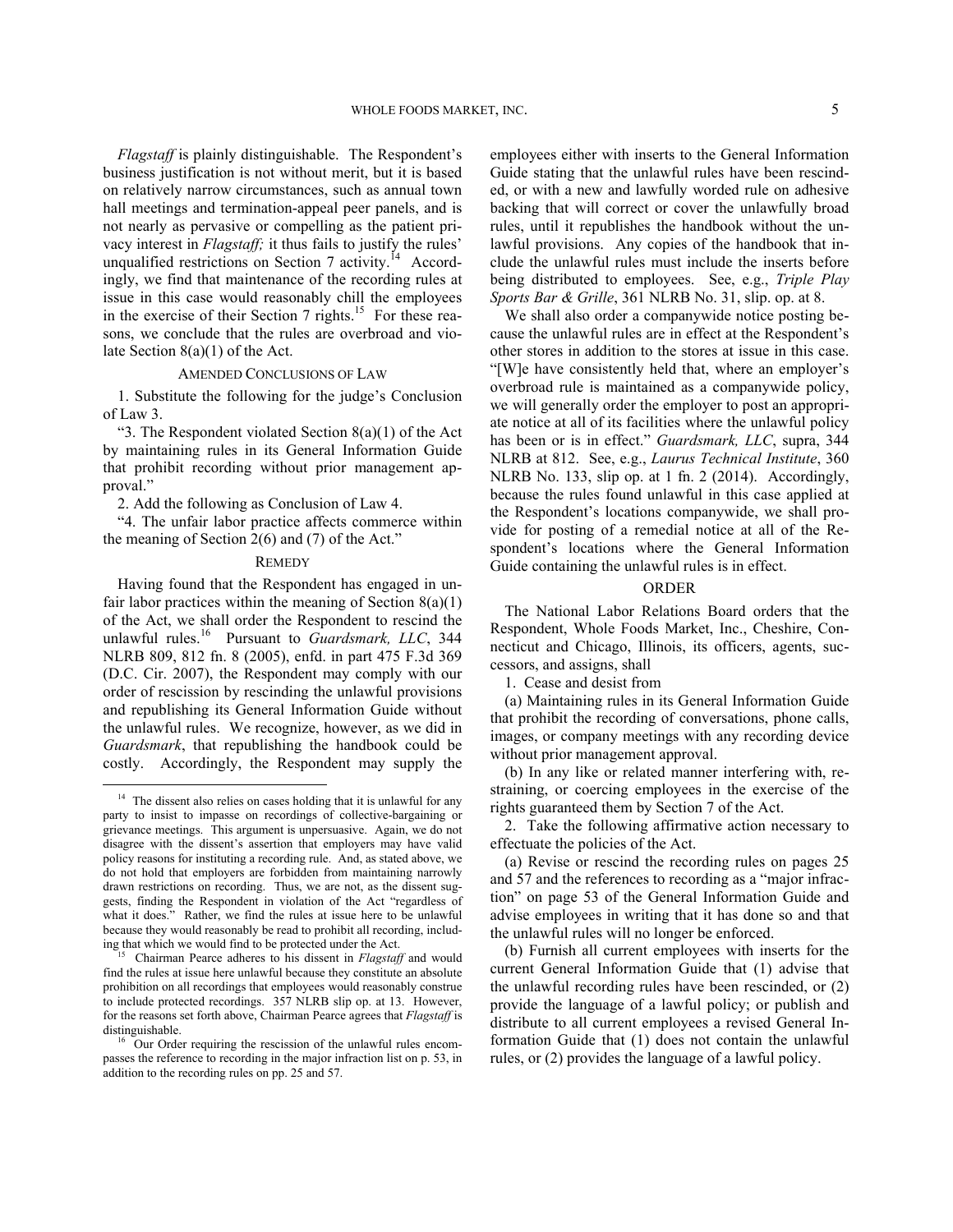*Flagstaff* is plainly distinguishable. The Respondent's business justification is not without merit, but it is based on relatively narrow circumstances, such as annual town hall meetings and termination-appeal peer panels, and is not nearly as pervasive or compelling as the patient privacy interest in *Flagstaff;* it thus fails to justify the rules' unqualified restrictions on Section 7 activity.[14] Accordingly, we find that maintenance of the recording rules at issue in this case would reasonably chill the employees in the exercise of their Section 7 rights.[15] For these reasons, we conclude that the rules are overbroad and violate Section 8(a)(1) of the Act.

## AMENDED CONCLUSIONS OF LAW

1. Substitute the following for the judge's Conclusion of Law 3.

"3. The Respondent violated Section 8(a)(1) of the Act by maintaining rules in its General Information Guide that prohibit recording without prior management approval."

2. Add the following as Conclusion of Law 4.

"4. The unfair labor practice affects commerce within the meaning of Section 2(6) and (7) of the Act."

## REMEDY

Having found that the Respondent has engaged in unfair labor practices within the meaning of Section 8(a)(1) of the Act, we shall order the Respondent to rescind the unlawful rules.[16] Pursuant to *Guardsmark, LLC*, 344 NLRB 809, 812 fn. 8 (2005), enfd. in part 475 F.3d 369 (D.C. Cir. 2007), the Respondent may comply with our order of rescission by rescinding the unlawful provisions and republishing its General Information Guide without the unlawful rules. We recognize, however, as we did in *Guardsmark*, that republishing the handbook could be costly. Accordingly, the Respondent may supply the employees either with inserts to the General Information Guide stating that the unlawful rules have been rescinded, or with a new and lawfully worded rule on adhesive backing that will correct or cover the unlawfully broad rules, until it republishes the handbook without the unlawful provisions. Any copies of the handbook that include the unlawful rules must include the inserts before being distributed to employees. See, e.g., *Triple Play Sports Bar & Grille*, 361 NLRB No. 31, slip. op. at 8.

We shall also order a companywide notice posting because the unlawful rules are in effect at the Respondent's other stores in addition to the stores at issue in this case. "[W]e have consistently held that, where an employer's overbroad rule is maintained as a companywide policy, we will generally order the employer to post an appropriate notice at all of its facilities where the unlawful policy has been or is in effect." *Guardsmark, LLC*, supra, 344 NLRB at 812. See, e.g., *Laurus Technical Institute*, 360 NLRB No. 133, slip op. at 1 fn. 2 (2014). Accordingly, because the rules found unlawful in this case applied at the Respondent's locations companywide, we shall provide for posting of a remedial notice at all of the Respondent's locations where the General Information Guide containing the unlawful rules is in effect.

## ORDER

The National Labor Relations Board orders that the Respondent, Whole Foods Market, Inc., Cheshire, Connecticut and Chicago, Illinois, its officers, agents, successors, and assigns, shall

1. Cease and desist from

(a) Maintaining rules in its General Information Guide that prohibit the recording of conversations, phone calls, images, or company meetings with any recording device without prior management approval.

(b) In any like or related manner interfering with, restraining, or coercing employees in the exercise of the rights guaranteed them by Section 7 of the Act.

2. Take the following affirmative action necessary to effectuate the policies of the Act.

(a) Revise or rescind the recording rules on pages 25 and 57 and the references to recording as a "major infraction" on page 53 of the General Information Guide and advise employees in writing that it has done so and that the unlawful rules will no longer be enforced.

(b) Furnish all current employees with inserts for the current General Information Guide that (1) advise that the unlawful recording rules have been rescinded, or (2) provide the language of a lawful policy; or publish and distribute to all current employees a revised General Information Guide that (1) does not contain the unlawful rules, or (2) provides the language of a lawful policy.

---

[14] The dissent also relies on cases holding that it is unlawful for any party to insist to impasse on recordings of collective-bargaining or grievance meetings. This argument is unpersuasive. Again, we do not disagree with the dissent's assertion that employers may have valid policy reasons for instituting a recording rule. And, as stated above, we do not hold that employers are forbidden from maintaining narrowly drawn restrictions on recording. Thus, we are not, as the dissent suggests, finding the Respondent in violation of the Act "regardless of what it does." Rather, we find the rules at issue here to be unlawful because they would reasonably be read to prohibit all recording, including that which we would find to be protected under the Act.

[15] Chairman Pearce adheres to his dissent in *Flagstaff* and would find the rules at issue here unlawful because they constitute an absolute prohibition on all recordings that employees would reasonably construe to include protected recordings. 357 NLRB slip op. at 13. However, for the reasons set forth above, Chairman Pearce agrees that *Flagstaff* is distinguishable.

[16] Our Order requiring the rescission of the unlawful rules encompasses the reference to recording in the major infraction list on p. 53, in addition to the recording rules on pp. 25 and 57.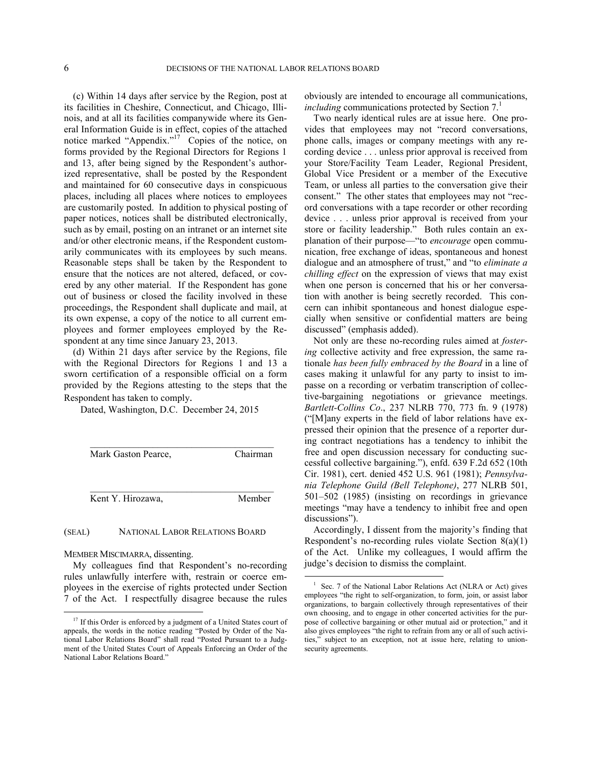(c) Within 14 days after service by the Region, post at its facilities in Cheshire, Connecticut, and Chicago, Illinois, and at all its facilities companywide where its General Information Guide is in effect, copies of the attached notice marked "Appendix."[17] Copies of the notice, on forms provided by the Regional Directors for Regions 1 and 13, after being signed by the Respondent's authorized representative, shall be posted by the Respondent and maintained for 60 consecutive days in conspicuous places, including all places where notices to employees are customarily posted. In addition to physical posting of paper notices, notices shall be distributed electronically, such as by email, posting on an intranet or an internet site and/or other electronic means, if the Respondent customarily communicates with its employees by such means. Reasonable steps shall be taken by the Respondent to ensure that the notices are not altered, defaced, or covered by any other material. If the Respondent has gone out of business or closed the facility involved in these proceedings, the Respondent shall duplicate and mail, at its own expense, a copy of the notice to all current employees and former employees employed by the Respondent at any time since January 23, 2013.

(d) Within 21 days after service by the Regions, file with the Regional Directors for Regions 1 and 13 a sworn certification of a responsible official on a form provided by the Regions attesting to the steps that the Respondent has taken to comply.

Dated, Washington, D.C. December 24, 2015

Mark Gaston Pearce, Chairman

Kent Y. Hirozawa, Member

(SEAL) NATIONAL LABOR RELATIONS BOARD

MEMBER MISCIMARRA, dissenting.

My colleagues find that Respondent's no-recording rules unlawfully interfere with, restrain or coerce employees in the exercise of rights protected under Section 7 of the Act. I respectfully disagree because the rules obviously are intended to encourage all communications, *including* communications protected by Section 7.[1]

Two nearly identical rules are at issue here. One provides that employees may not "record conversations, phone calls, images or company meetings with any recording device . . . unless prior approval is received from your Store/Facility Team Leader, Regional President, Global Vice President or a member of the Executive Team, or unless all parties to the conversation give their consent." The other states that employees may not "record conversations with a tape recorder or other recording device . . . unless prior approval is received from your store or facility leadership." Both rules contain an explanation of their purpose—"to *encourage* open communication, free exchange of ideas, spontaneous and honest dialogue and an atmosphere of trust," and "to *eliminate a chilling effect* on the expression of views that may exist when one person is concerned that his or her conversation with another is being secretly recorded. This concern can inhibit spontaneous and honest dialogue especially when sensitive or confidential matters are being discussed" (emphasis added).

Not only are these no-recording rules aimed at *fostering* collective activity and free expression, the same rationale *has been fully embraced by the Board* in a line of cases making it unlawful for any party to insist to impasse on a recording or verbatim transcription of collective-bargaining negotiations or grievance meetings. *Bartlett-Collins Co*., 237 NLRB 770, 773 fn. 9 (1978) ("[M]any experts in the field of labor relations have expressed their opinion that the presence of a reporter during contract negotiations has a tendency to inhibit the free and open discussion necessary for conducting successful collective bargaining."), enfd. 639 F.2d 652 (10th Cir. 1981), cert. denied 452 U.S. 961 (1981); *Pennsylvania Telephone Guild (Bell Telephone)*, 277 NLRB 501, 501–502 (1985) (insisting on recordings in grievance meetings "may have a tendency to inhibit free and open discussions").

Accordingly, I dissent from the majority's finding that Respondent's no-recording rules violate Section 8(a)(1) of the Act. Unlike my colleagues, I would affirm the judge's decision to dismiss the complaint.

---

[17] If this Order is enforced by a judgment of a United States court of appeals, the words in the notice reading "Posted by Order of the National Labor Relations Board" shall read "Posted Pursuant to a Judgment of the United States Court of Appeals Enforcing an Order of the National Labor Relations Board."

[1] Sec. 7 of the National Labor Relations Act (NLRA or Act) gives employees "the right to self-organization, to form, join, or assist labor organizations, to bargain collectively through representatives of their own choosing, and to engage in other concerted activities for the purpose of collective bargaining or other mutual aid or protection," and it also gives employees "the right to refrain from any or all of such activities," subject to an exception, not at issue here, relating to union-security agreements.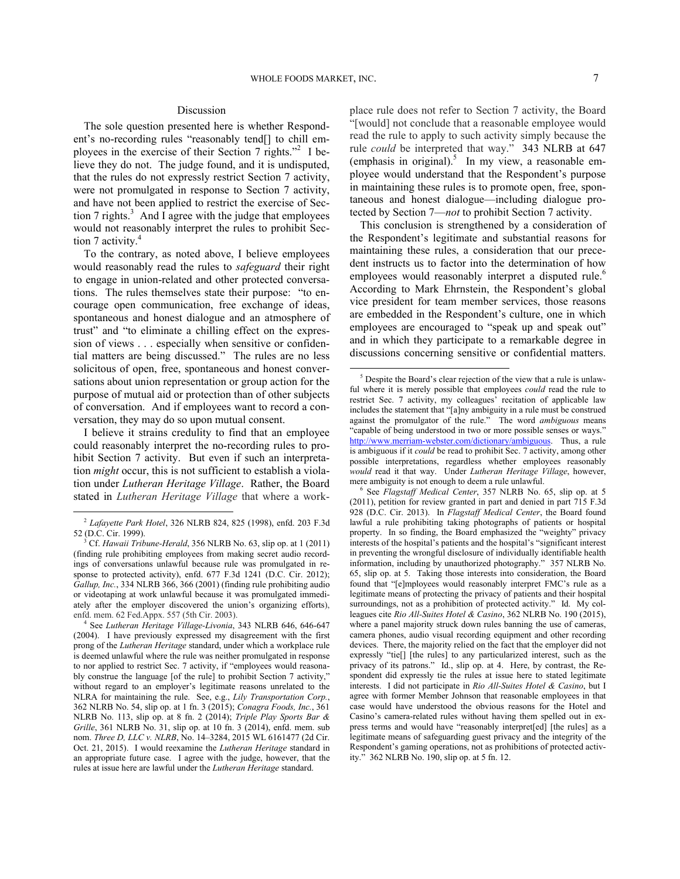## Discussion

The sole question presented here is whether Respondent's no-recording rules "reasonably tend[] to chill employees in the exercise of their Section 7 rights."[2] I believe they do not. The judge found, and it is undisputed, that the rules do not expressly restrict Section 7 activity, were not promulgated in response to Section 7 activity, and have not been applied to restrict the exercise of Section 7 rights.[3] And I agree with the judge that employees would not reasonably interpret the rules to prohibit Section 7 activity.[4]

To the contrary, as noted above, I believe employees would reasonably read the rules to *safeguard* their right to engage in union-related and other protected conversations. The rules themselves state their purpose: "to encourage open communication, free exchange of ideas, spontaneous and honest dialogue and an atmosphere of trust" and "to eliminate a chilling effect on the expression of views . . . especially when sensitive or confidential matters are being discussed." The rules are no less solicitous of open, free, spontaneous and honest conversations about union representation or group action for the purpose of mutual aid or protection than of other subjects of conversation. And if employees want to record a conversation, they may do so upon mutual consent.

I believe it strains credulity to find that an employee could reasonably interpret the no-recording rules to prohibit Section 7 activity. But even if such an interpretation *might* occur, this is not sufficient to establish a violation under *Lutheran Heritage Village*. Rather, the Board stated in *Lutheran Heritage Village* that where a workplace rule does not refer to Section 7 activity, the Board "[would] not conclude that a reasonable employee would read the rule to apply to such activity simply because the rule *could* be interpreted that way." 343 NLRB at 647 (emphasis in original).[5] In my view, a reasonable employee would understand that the Respondent's purpose in maintaining these rules is to promote open, free, spontaneous and honest dialogue—including dialogue protected by Section 7—*not* to prohibit Section 7 activity.

This conclusion is strengthened by a consideration of the Respondent's legitimate and substantial reasons for maintaining these rules, a consideration that our precedent instructs us to factor into the determination of how employees would reasonably interpret a disputed rule.[6] According to Mark Ehrnstein, the Respondent's global vice president for team member services, those reasons are embedded in the Respondent's culture, one in which employees are encouraged to "speak up and speak out" and in which they participate to a remarkable degree in discussions concerning sensitive or confidential matters.

---

[2] *Lafayette Park Hotel*, 326 NLRB 824, 825 (1998), enfd. 203 F.3d 52 (D.C. Cir. 1999).

[3] Cf. *Hawaii Tribune-Herald*, 356 NLRB No. 63, slip op. at 1 (2011) (finding rule prohibiting employees from making secret audio recordings of conversations unlawful because rule was promulgated in response to protected activity), enfd. 677 F.3d 1241 (D.C. Cir. 2012); *Gallup, Inc.*, 334 NLRB 366, 366 (2001) (finding rule prohibiting audio or videotaping at work unlawful because it was promulgated immediately after the employer discovered the union's organizing efforts), enfd. mem. 62 Fed.Appx. 557 (5th Cir. 2003).

[4] See *Lutheran Heritage Village-Livonia*, 343 NLRB 646, 646-647 (2004). I have previously expressed my disagreement with the first prong of the *Lutheran Heritage* standard, under which a workplace rule is deemed unlawful where the rule was neither promulgated in response to nor applied to restrict Sec. 7 activity, if "employees would reasonably construe the language [of the rule] to prohibit Section 7 activity," without regard to an employer's legitimate reasons unrelated to the NLRA for maintaining the rule. See, e.g., *Lily Transportation Corp.*, 362 NLRB No. 54, slip op. at 1 fn. 3 (2015); *Conagra Foods, Inc.*, 361 NLRB No. 113, slip op. at 8 fn. 2 (2014); *Triple Play Sports Bar & Grille*, 361 NLRB No. 31, slip op. at 10 fn. 3 (2014), enfd. mem. sub nom. *Three D, LLC v. NLRB*, No. 14–3284, 2015 WL 6161477 (2d Cir. Oct. 21, 2015). I would reexamine the *Lutheran Heritage* standard in an appropriate future case. I agree with the judge, however, that the rules at issue here are lawful under the *Lutheran Heritage* standard.

[5] Despite the Board's clear rejection of the view that a rule is unlawful where it is merely possible that employees *could* read the rule to restrict Sec. 7 activity, my colleagues' recitation of applicable law includes the statement that "[a]ny ambiguity in a rule must be construed against the promulgator of the rule." The word *ambiguous* means "capable of being understood in two or more possible senses or ways." http://www.merriam-webster.com/dictionary/ambiguous. Thus, a rule is ambiguous if it *could* be read to prohibit Sec. 7 activity, among other possible interpretations, regardless whether employees reasonably *would* read it that way. Under *Lutheran Heritage Village*, however, mere ambiguity is not enough to deem a rule unlawful.

[6] See *Flagstaff Medical Center*, 357 NLRB No. 65, slip op. at 5 (2011), petition for review granted in part and denied in part 715 F.3d 928 (D.C. Cir. 2013). In *Flagstaff Medical Center*, the Board found lawful a rule prohibiting taking photographs of patients or hospital property. In so finding, the Board emphasized the "weighty" privacy interests of the hospital's patients and the hospital's "significant interest in preventing the wrongful disclosure of individually identifiable health information, including by unauthorized photography." 357 NLRB No. 65, slip op. at 5. Taking those interests into consideration, the Board found that "[e]mployees would reasonably interpret FMC's rule as a legitimate means of protecting the privacy of patients and their hospital surroundings, not as a prohibition of protected activity." Id. My colleagues cite *Rio All-Suites Hotel & Casino*, 362 NLRB No. 190 (2015), where a panel majority struck down rules banning the use of cameras, camera phones, audio visual recording equipment and other recording devices. There, the majority relied on the fact that the employer did not expressly "tie[] [the rules] to any particularized interest, such as the privacy of its patrons." Id., slip op. at 4. Here, by contrast, the Respondent did expressly tie the rules at issue here to stated legitimate interests. I did not participate in *Rio All-Suites Hotel & Casino*, but I agree with former Member Johnson that reasonable employees in that case would have understood the obvious reasons for the Hotel and Casino's camera-related rules without having them spelled out in express terms and would have "reasonably interpret[ed] [the rules] as a legitimate means of safeguarding guest privacy and the integrity of the Respondent's gaming operations, not as prohibitions of protected activity." 362 NLRB No. 190, slip op. at 5 fn. 12.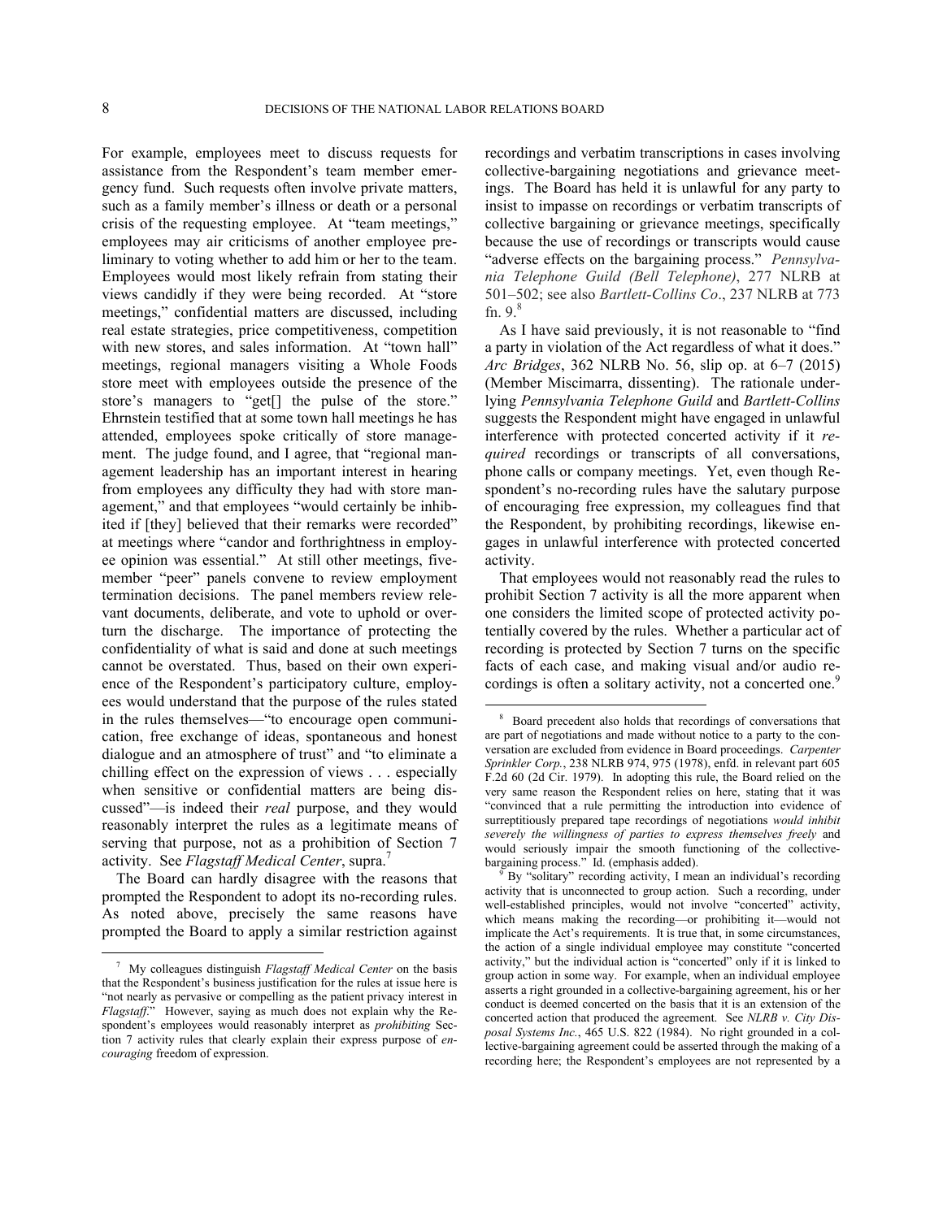For example, employees meet to discuss requests for assistance from the Respondent's team member emergency fund. Such requests often involve private matters, such as a family member's illness or death or a personal crisis of the requesting employee. At "team meetings," employees may air criticisms of another employee preliminary to voting whether to add him or her to the team. Employees would most likely refrain from stating their views candidly if they were being recorded. At "store meetings," confidential matters are discussed, including real estate strategies, price competitiveness, competition with new stores, and sales information. At "town hall" meetings, regional managers visiting a Whole Foods store meet with employees outside the presence of the store's managers to "get[] the pulse of the store." Ehrnstein testified that at some town hall meetings he has attended, employees spoke critically of store management. The judge found, and I agree, that "regional management leadership has an important interest in hearing from employees any difficulty they had with store management," and that employees "would certainly be inhibited if [they] believed that their remarks were recorded" at meetings where "candor and forthrightness in employee opinion was essential." At still other meetings, five-member "peer" panels convene to review employment termination decisions. The panel members review relevant documents, deliberate, and vote to uphold or overturn the discharge. The importance of protecting the confidentiality of what is said and done at such meetings cannot be overstated. Thus, based on their own experience of the Respondent's participatory culture, employees would understand that the purpose of the rules stated in the rules themselves—"to encourage open communication, free exchange of ideas, spontaneous and honest dialogue and an atmosphere of trust" and "to eliminate a chilling effect on the expression of views . . . especially when sensitive or confidential matters are being discussed"—is indeed their *real* purpose, and they would reasonably interpret the rules as a legitimate means of serving that purpose, not as a prohibition of Section 7 activity. See *Flagstaff Medical Center*, supra.[7]

The Board can hardly disagree with the reasons that prompted the Respondent to adopt its no-recording rules. As noted above, precisely the same reasons have prompted the Board to apply a similar restriction against recordings and verbatim transcriptions in cases involving collective-bargaining negotiations and grievance meetings. The Board has held it is unlawful for any party to insist to impasse on recordings or verbatim transcripts of collective bargaining or grievance meetings, specifically because the use of recordings or transcripts would cause "adverse effects on the bargaining process." *Pennsylvania Telephone Guild (Bell Telephone)*, 277 NLRB at 501–502; see also *Bartlett-Collins Co*., 237 NLRB at 773 fn. 9.[8]

As I have said previously, it is not reasonable to "find a party in violation of the Act regardless of what it does." *Arc Bridges*, 362 NLRB No. 56, slip op. at 6–7 (2015) (Member Miscimarra, dissenting). The rationale underlying *Pennsylvania Telephone Guild* and *Bartlett-Collins* suggests the Respondent might have engaged in unlawful interference with protected concerted activity if it *required* recordings or transcripts of all conversations, phone calls or company meetings. Yet, even though Respondent's no-recording rules have the salutary purpose of encouraging free expression, my colleagues find that the Respondent, by prohibiting recordings, likewise engages in unlawful interference with protected concerted activity.

That employees would not reasonably read the rules to prohibit Section 7 activity is all the more apparent when one considers the limited scope of protected activity potentially covered by the rules. Whether a particular act of recording is protected by Section 7 turns on the specific facts of each case, and making visual and/or audio recordings is often a solitary activity, not a concerted one.[9]

---

[7] My colleagues distinguish *Flagstaff Medical Center* on the basis that the Respondent's business justification for the rules at issue here is "not nearly as pervasive or compelling as the patient privacy interest in *Flagstaff*." However, saying as much does not explain why the Respondent's employees would reasonably interpret as *prohibiting* Section 7 activity rules that clearly explain their express purpose of *encouraging* freedom of expression.

[8] Board precedent also holds that recordings of conversations that are part of negotiations and made without notice to a party to the conversation are excluded from evidence in Board proceedings. *Carpenter Sprinkler Corp.*, 238 NLRB 974, 975 (1978), enfd. in relevant part 605 F.2d 60 (2d Cir. 1979). In adopting this rule, the Board relied on the very same reason the Respondent relies on here, stating that it was "convinced that a rule permitting the introduction into evidence of surreptitiously prepared tape recordings of negotiations *would inhibit severely the willingness of parties to express themselves freely* and would seriously impair the smooth functioning of the collective-bargaining process." Id. (emphasis added).

[9] By "solitary" recording activity, I mean an individual's recording activity that is unconnected to group action. Such a recording, under well-established principles, would not involve "concerted" activity, which means making the recording—or prohibiting it—would not implicate the Act's requirements. It is true that, in some circumstances, the action of a single individual employee may constitute "concerted activity," but the individual action is "concerted" only if it is linked to group action in some way. For example, when an individual employee asserts a right grounded in a collective-bargaining agreement, his or her conduct is deemed concerted on the basis that it is an extension of the concerted action that produced the agreement. See *NLRB v. City Disposal Systems Inc.*, 465 U.S. 822 (1984). No right grounded in a collective-bargaining agreement could be asserted through the making of a recording here; the Respondent's employees are not represented by a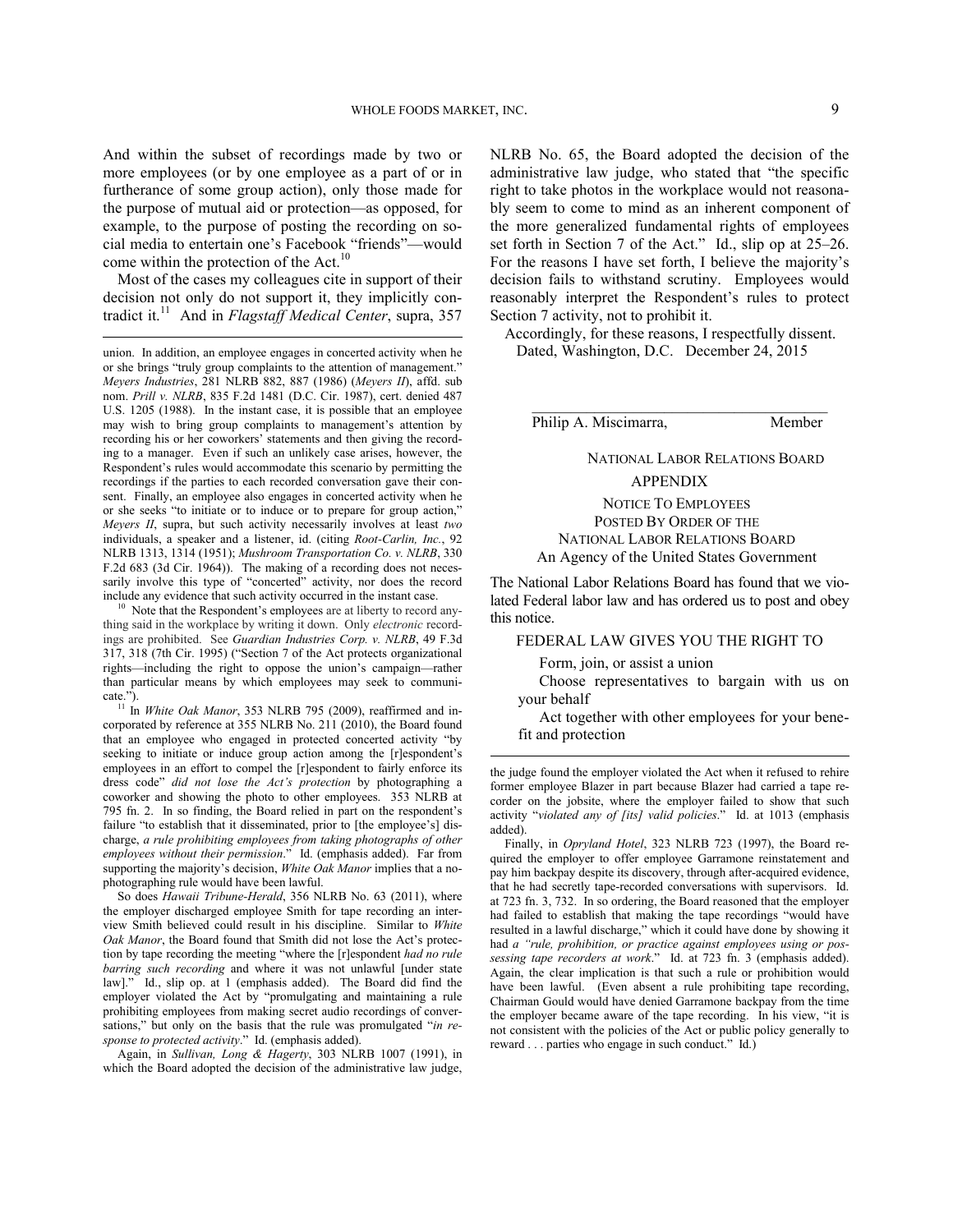And within the subset of recordings made by two or more employees (or by one employee as a part of or in furtherance of some group action), only those made for the purpose of mutual aid or protection—as opposed, for example, to the purpose of posting the recording on social media to entertain one's Facebook "friends"—would come within the protection of the Act.[10]

Most of the cases my colleagues cite in support of their decision not only do not support it, they implicitly contradict it.[11] And in *Flagstaff Medical Center*, supra, 357 NLRB No. 65, the Board adopted the decision of the administrative law judge, who stated that "the specific right to take photos in the workplace would not reasonably seem to come to mind as an inherent component of the more generalized fundamental rights of employees set forth in Section 7 of the Act." Id., slip op at 25–26. For the reasons I have set forth, I believe the majority's decision fails to withstand scrutiny. Employees would reasonably interpret the Respondent's rules to protect Section 7 activity, not to prohibit it.

Accordingly, for these reasons, I respectfully dissent.

Dated, Washington, D.C. December 24, 2015

\_\_\_\_\_\_\_\_\_\_\_\_\_\_\_\_\_\_\_\_\_\_\_\_\_\_\_\_\_\_\_\_\_\_\_\_\_\_

Philip A. Miscimarra, Member

NATIONAL LABOR RELATIONS BOARD

## APPENDIX

NOTICE TO EMPLOYEES
POSTED BY ORDER OF THE
NATIONAL LABOR RELATIONS BOARD
An Agency of the United States Government

The National Labor Relations Board has found that we violated Federal labor law and has ordered us to post and obey this notice.

FEDERAL LAW GIVES YOU THE RIGHT TO

Form, join, or assist a union

Choose representatives to bargain with us on your behalf

Act together with other employees for your benefit and protection

---

union. In addition, an employee engages in concerted activity when he or she brings "truly group complaints to the attention of management." *Meyers Industries*, 281 NLRB 882, 887 (1986) (*Meyers II*), affd. sub nom. *Prill v. NLRB*, 835 F.2d 1481 (D.C. Cir. 1987), cert. denied 487 U.S. 1205 (1988). In the instant case, it is possible that an employee may wish to bring group complaints to management's attention by recording his or her coworkers' statements and then giving the recording to a manager. Even if such an unlikely case arises, however, the Respondent's rules would accommodate this scenario by permitting the recordings if the parties to each recorded conversation gave their consent. Finally, an employee also engages in concerted activity when he or she seeks "to initiate or to induce or to prepare for group action," *Meyers II*, supra, but such activity necessarily involves at least *two* individuals, a speaker and a listener, id. (citing *Root-Carlin, Inc.*, 92 NLRB 1313, 1314 (1951); *Mushroom Transportation Co. v. NLRB*, 330 F.2d 683 (3d Cir. 1964)). The making of a recording does not necessarily involve this type of "concerted" activity, nor does the record include any evidence that such activity occurred in the instant case.

[10] Note that the Respondent's employees are at liberty to record anything said in the workplace by writing it down. Only *electronic* recordings are prohibited. See *Guardian Industries Corp. v. NLRB*, 49 F.3d 317, 318 (7th Cir. 1995) ("Section 7 of the Act protects organizational rights—including the right to oppose the union's campaign—rather than particular means by which employees may seek to communicate.").

[11] In *White Oak Manor*, 353 NLRB 795 (2009), reaffirmed and incorporated by reference at 355 NLRB No. 211 (2010), the Board found that an employee who engaged in protected concerted activity "by seeking to initiate or induce group action among the [r]espondent's employees in an effort to compel the [r]espondent to fairly enforce its dress code" *did not lose the Act's protection* by photographing a coworker and showing the photo to other employees. 353 NLRB at 795 fn. 2. In so finding, the Board relied in part on the respondent's failure "to establish that it disseminated, prior to [the employee's] discharge, *a rule prohibiting employees from taking photographs of other employees without their permission*." Id. (emphasis added). Far from supporting the majority's decision, *White Oak Manor* implies that a no-photographing rule would have been lawful.

So does *Hawaii Tribune-Herald*, 356 NLRB No. 63 (2011), where the employer discharged employee Smith for tape recording an interview Smith believed could result in his discipline. Similar to *White Oak Manor*, the Board found that Smith did not lose the Act's protection by tape recording the meeting "where the [r]espondent *had no rule barring such recording* and where it was not unlawful [under state law]." Id., slip op. at 1 (emphasis added). The Board did find the employer violated the Act by "promulgating and maintaining a rule prohibiting employees from making secret audio recordings of conversations," but only on the basis that the rule was promulgated "*in response to protected activity*." Id. (emphasis added).

Again, in *Sullivan, Long & Hagerty*, 303 NLRB 1007 (1991), in which the Board adopted the decision of the administrative law judge, the judge found the employer violated the Act when it refused to rehire former employee Blazer in part because Blazer had carried a tape recorder on the jobsite, where the employer failed to show that such activity "*violated any of [its] valid policies*." Id. at 1013 (emphasis added).

Finally, in *Opryland Hotel*, 323 NLRB 723 (1997), the Board required the employer to offer employee Garramone reinstatement and pay him backpay despite its discovery, through after-acquired evidence, that he had secretly tape-recorded conversations with supervisors. Id. at 723 fn. 3, 732. In so ordering, the Board reasoned that the employer had failed to establish that making the tape recordings "would have resulted in a lawful discharge," which it could have done by showing it had *a "rule, prohibition, or practice against employees using or possessing tape recorders at work*." Id. at 723 fn. 3 (emphasis added). Again, the clear implication is that such a rule or prohibition would have been lawful. (Even absent a rule prohibiting tape recording, Chairman Gould would have denied Garramone backpay from the time the employer became aware of the tape recording. In his view, "it is not consistent with the policies of the Act or public policy generally to reward . . . parties who engage in such conduct." Id.)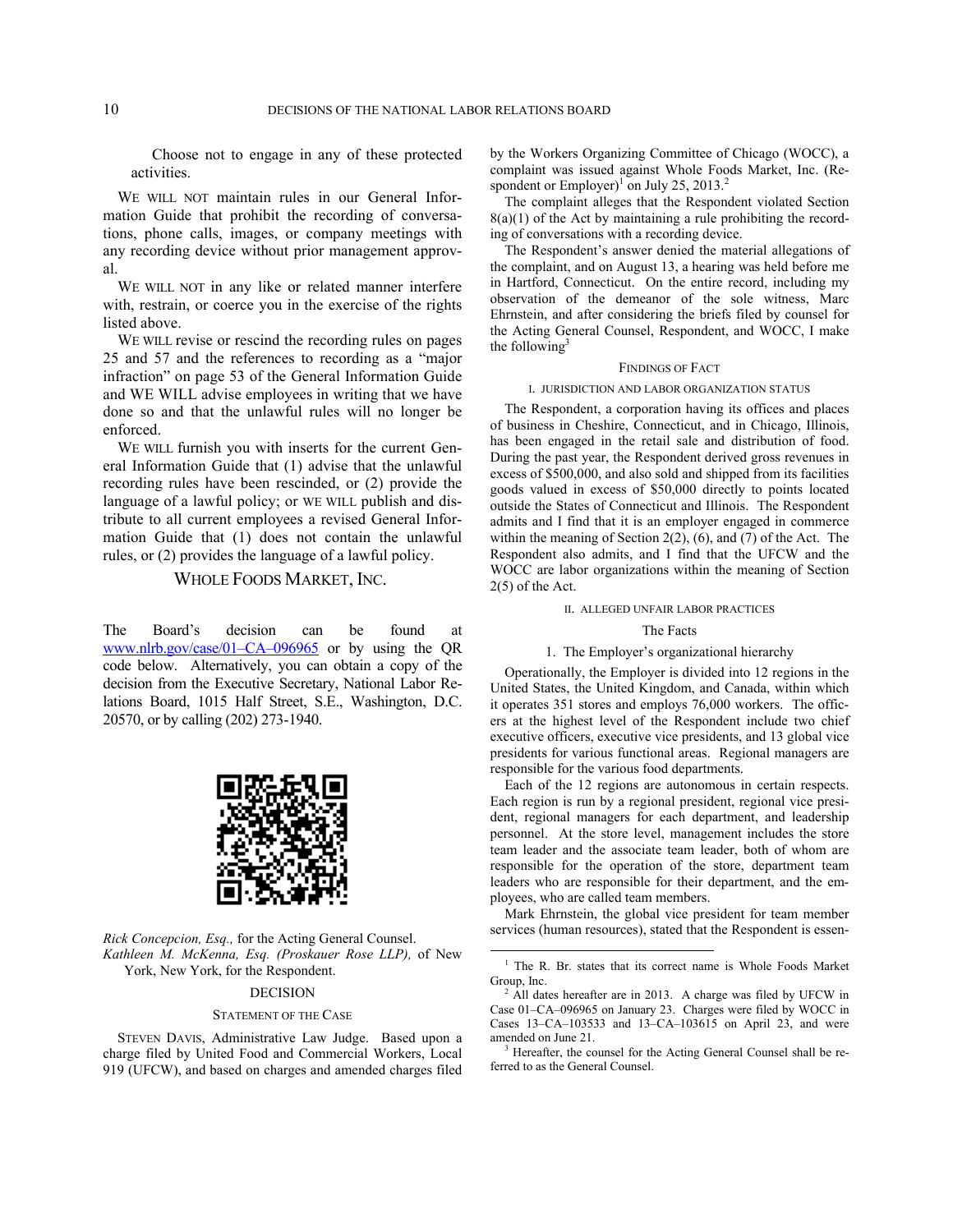Choose not to engage in any of these protected activities.

WE WILL NOT maintain rules in our General Information Guide that prohibit the recording of conversations, phone calls, images, or company meetings with any recording device without prior management approval.

WE WILL NOT in any like or related manner interfere with, restrain, or coerce you in the exercise of the rights listed above.

WE WILL revise or rescind the recording rules on pages 25 and 57 and the references to recording as a "major infraction" on page 53 of the General Information Guide and WE WILL advise employees in writing that we have done so and that the unlawful rules will no longer be enforced.

WE WILL furnish you with inserts for the current General Information Guide that (1) advise that the unlawful recording rules have been rescinded, or (2) provide the language of a lawful policy; or WE WILL publish and distribute to all current employees a revised General Information Guide that (1) does not contain the unlawful rules, or (2) provides the language of a lawful policy.

WHOLE FOODS MARKET, INC.

The Board's decision can be found at www.nlrb.gov/case/01–CA–096965 or by using the QR code below. Alternatively, you can obtain a copy of the decision from the Executive Secretary, National Labor Relations Board, 1015 Half Street, S.E., Washington, D.C. 20570, or by calling (202) 273-1940.

*Rick Concepcion, Esq.,* for the Acting General Counsel.
*Kathleen M. McKenna, Esq. (Proskauer Rose LLP),* of New York, New York, for the Respondent.

## DECISION

### STATEMENT OF THE CASE

STEVEN DAVIS, Administrative Law Judge. Based upon a charge filed by United Food and Commercial Workers, Local 919 (UFCW), and based on charges and amended charges filed by the Workers Organizing Committee of Chicago (WOCC), a complaint was issued against Whole Foods Market, Inc. (Respondent or Employer)[1] on July 25, 2013.[2]

The complaint alleges that the Respondent violated Section 8(a)(1) of the Act by maintaining a rule prohibiting the recording of conversations with a recording device.

The Respondent's answer denied the material allegations of the complaint, and on August 13, a hearing was held before me in Hartford, Connecticut. On the entire record, including my observation of the demeanor of the sole witness, Marc Ehrnstein, and after considering the briefs filed by counsel for the Acting General Counsel, Respondent, and WOCC, I make the following[3]

### FINDINGS OF FACT

#### I. JURISDICTION AND LABOR ORGANIZATION STATUS

The Respondent, a corporation having its offices and places of business in Cheshire, Connecticut, and in Chicago, Illinois, has been engaged in the retail sale and distribution of food. During the past year, the Respondent derived gross revenues in excess of $500,000, and also sold and shipped from its facilities goods valued in excess of $50,000 directly to points located outside the States of Connecticut and Illinois. The Respondent admits and I find that it is an employer engaged in commerce within the meaning of Section 2(2), (6), and (7) of the Act. The Respondent also admits, and I find that the UFCW and the WOCC are labor organizations within the meaning of Section 2(5) of the Act.

#### II. ALLEGED UNFAIR LABOR PRACTICES

The Facts

1. The Employer's organizational hierarchy

Operationally, the Employer is divided into 12 regions in the United States, the United Kingdom, and Canada, within which it operates 351 stores and employs 76,000 workers. The officers at the highest level of the Respondent include two chief executive officers, executive vice presidents, and 13 global vice presidents for various functional areas. Regional managers are responsible for the various food departments.

Each of the 12 regions are autonomous in certain respects. Each region is run by a regional president, regional vice president, regional managers for each department, and leadership personnel. At the store level, management includes the store team leader and the associate team leader, both of whom are responsible for the operation of the store, department team leaders who are responsible for their department, and the employees, who are called team members.

Mark Ehrnstein, the global vice president for team member services (human resources), stated that the Respondent is essen-

---

[1] The R. Br. states that its correct name is Whole Foods Market Group, Inc.

[2] All dates hereafter are in 2013. A charge was filed by UFCW in Case 01–CA–096965 on January 23. Charges were filed by WOCC in Cases 13–CA–103533 and 13–CA–103615 on April 23, and were amended on June 21.

[3] Hereafter, the counsel for the Acting General Counsel shall be referred to as the General Counsel.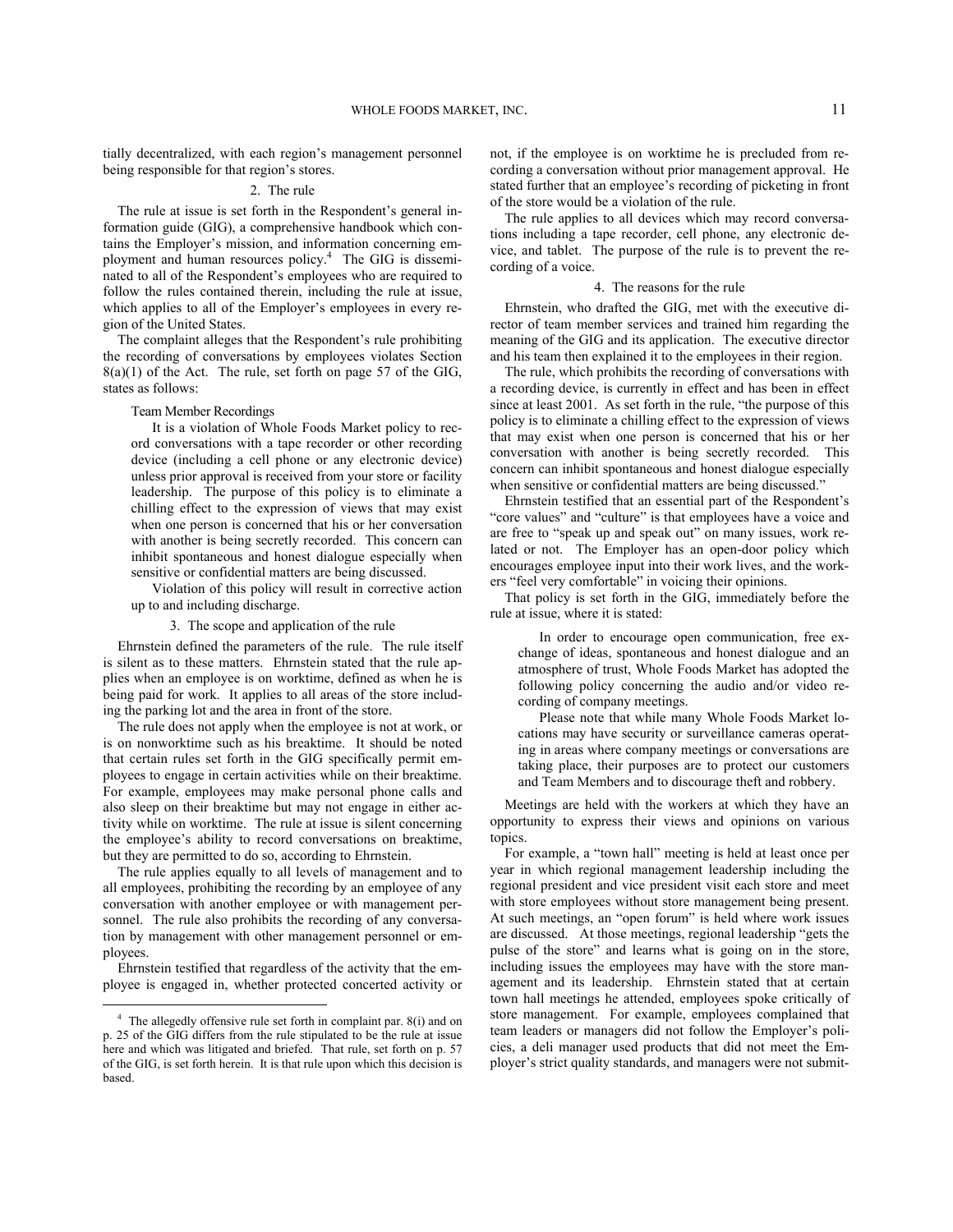tially decentralized, with each region's management personnel being responsible for that region's stores.

### 2. The rule

The rule at issue is set forth in the Respondent's general information guide (GIG), a comprehensive handbook which contains the Employer's mission, and information concerning employment and human resources policy.[4] The GIG is disseminated to all of the Respondent's employees who are required to follow the rules contained therein, including the rule at issue, which applies to all of the Employer's employees in every region of the United States.

The complaint alleges that the Respondent's rule prohibiting the recording of conversations by employees violates Section 8(a)(1) of the Act. The rule, set forth on page 57 of the GIG, states as follows:

> Team Member Recordings
>
> It is a violation of Whole Foods Market policy to record conversations with a tape recorder or other recording device (including a cell phone or any electronic device) unless prior approval is received from your store or facility leadership. The purpose of this policy is to eliminate a chilling effect to the expression of views that may exist when one person is concerned that his or her conversation with another is being secretly recorded. This concern can inhibit spontaneous and honest dialogue especially when sensitive or confidential matters are being discussed.
>
> Violation of this policy will result in corrective action up to and including discharge.

### 3. The scope and application of the rule

Ehrnstein defined the parameters of the rule. The rule itself is silent as to these matters. Ehrnstein stated that the rule applies when an employee is on worktime, defined as when he is being paid for work. It applies to all areas of the store including the parking lot and the area in front of the store.

The rule does not apply when the employee is not at work, or is on nonworktime such as his breaktime. It should be noted that certain rules set forth in the GIG specifically permit employees to engage in certain activities while on their breaktime. For example, employees may make personal phone calls and also sleep on their breaktime but may not engage in either activity while on worktime. The rule at issue is silent concerning the employee's ability to record conversations on breaktime, but they are permitted to do so, according to Ehrnstein.

The rule applies equally to all levels of management and to all employees, prohibiting the recording by an employee of any conversation with another employee or with management personnel. The rule also prohibits the recording of any conversation by management with other management personnel or employees.

Ehrnstein testified that regardless of the activity that the employee is engaged in, whether protected concerted activity or not, if the employee is on worktime he is precluded from recording a conversation without prior management approval. He stated further that an employee's recording of picketing in front of the store would be a violation of the rule.

The rule applies to all devices which may record conversations including a tape recorder, cell phone, any electronic device, and tablet. The purpose of the rule is to prevent the recording of a voice.

### 4. The reasons for the rule

Ehrnstein, who drafted the GIG, met with the executive director of team member services and trained him regarding the meaning of the GIG and its application. The executive director and his team then explained it to the employees in their region.

The rule, which prohibits the recording of conversations with a recording device, is currently in effect and has been in effect since at least 2001. As set forth in the rule, "the purpose of this policy is to eliminate a chilling effect to the expression of views that may exist when one person is concerned that his or her conversation with another is being secretly recorded. This concern can inhibit spontaneous and honest dialogue especially when sensitive or confidential matters are being discussed."

Ehrnstein testified that an essential part of the Respondent's "core values" and "culture" is that employees have a voice and are free to "speak up and speak out" on many issues, work related or not. The Employer has an open-door policy which encourages employee input into their work lives, and the workers "feel very comfortable" in voicing their opinions.

That policy is set forth in the GIG, immediately before the rule at issue, where it is stated:

> In order to encourage open communication, free exchange of ideas, spontaneous and honest dialogue and an atmosphere of trust, Whole Foods Market has adopted the following policy concerning the audio and/or video recording of company meetings.
>
> Please note that while many Whole Foods Market locations may have security or surveillance cameras operating in areas where company meetings or conversations are taking place, their purposes are to protect our customers and Team Members and to discourage theft and robbery.

Meetings are held with the workers at which they have an opportunity to express their views and opinions on various topics.

For example, a "town hall" meeting is held at least once per year in which regional management leadership including the regional president and vice president visit each store and meet with store employees without store management being present. At such meetings, an "open forum" is held where work issues are discussed. At those meetings, regional leadership "gets the pulse of the store" and learns what is going on in the store, including issues the employees may have with the store management and its leadership. Ehrnstein stated that at certain town hall meetings he attended, employees spoke critically of store management. For example, employees complained that team leaders or managers did not follow the Employer's policies, a deli manager used products that did not meet the Employer's strict quality standards, and managers were not submit-

---

[4] The allegedly offensive rule set forth in complaint par. 8(i) and on p. 25 of the GIG differs from the rule stipulated to be the rule at issue here and which was litigated and briefed. That rule, set forth on p. 57 of the GIG, is set forth herein. It is that rule upon which this decision is based.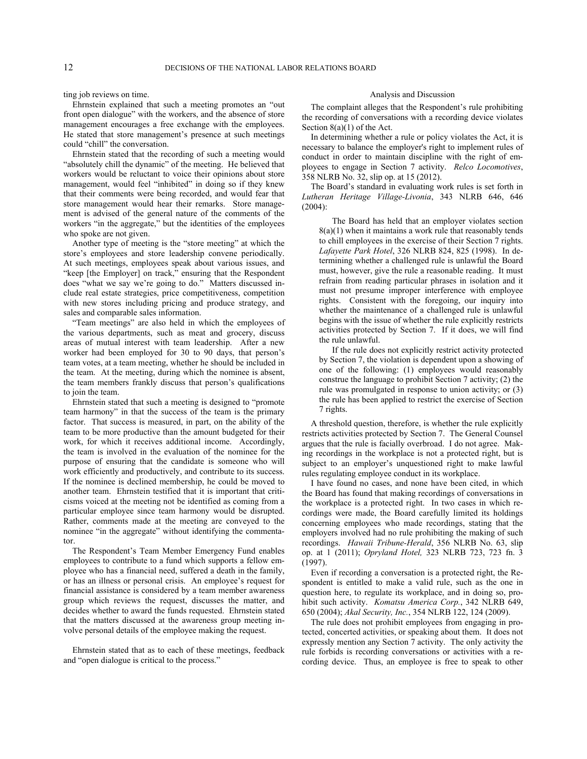ting job reviews on time.

Ehrnstein explained that such a meeting promotes an "out front open dialogue" with the workers, and the absence of store management encourages a free exchange with the employees. He stated that store management's presence at such meetings could "chill" the conversation.

Ehrnstein stated that the recording of such a meeting would "absolutely chill the dynamic" of the meeting. He believed that workers would be reluctant to voice their opinions about store management, would feel "inhibited" in doing so if they knew that their comments were being recorded, and would fear that store management would hear their remarks. Store management is advised of the general nature of the comments of the workers "in the aggregate," but the identities of the employees who spoke are not given.

Another type of meeting is the "store meeting" at which the store's employees and store leadership convene periodically. At such meetings, employees speak about various issues, and "keep [the Employer] on track," ensuring that the Respondent does "what we say we're going to do." Matters discussed include real estate strategies, price competitiveness, competition with new stores including pricing and produce strategy, and sales and comparable sales information.

"Team meetings" are also held in which the employees of the various departments, such as meat and grocery, discuss areas of mutual interest with team leadership. After a new worker had been employed for 30 to 90 days, that person's team votes, at a team meeting, whether he should be included in the team. At the meeting, during which the nominee is absent, the team members frankly discuss that person's qualifications to join the team.

Ehrnstein stated that such a meeting is designed to "promote team harmony" in that the success of the team is the primary factor. That success is measured, in part, on the ability of the team to be more productive than the amount budgeted for their work, for which it receives additional income. Accordingly, the team is involved in the evaluation of the nominee for the purpose of ensuring that the candidate is someone who will work efficiently and productively, and contribute to its success. If the nominee is declined membership, he could be moved to another team. Ehrnstein testified that it is important that criticisms voiced at the meeting not be identified as coming from a particular employee since team harmony would be disrupted. Rather, comments made at the meeting are conveyed to the nominee "in the aggregate" without identifying the commentator.

The Respondent's Team Member Emergency Fund enables employees to contribute to a fund which supports a fellow employee who has a financial need, suffered a death in the family, or has an illness or personal crisis. An employee's request for financial assistance is considered by a team member awareness group which reviews the request, discusses the matter, and decides whether to award the funds requested. Ehrnstein stated that the matters discussed at the awareness group meeting involve personal details of the employee making the request.

Ehrnstein stated that as to each of these meetings, feedback and "open dialogue is critical to the process."

## Analysis and Discussion

The complaint alleges that the Respondent's rule prohibiting the recording of conversations with a recording device violates Section 8(a)(1) of the Act.

In determining whether a rule or policy violates the Act, it is necessary to balance the employer's right to implement rules of conduct in order to maintain discipline with the right of employees to engage in Section 7 activity. *Relco Locomotives*, 358 NLRB No. 32, slip op. at 15 (2012).

The Board's standard in evaluating work rules is set forth in *Lutheran Heritage Village-Livonia*, 343 NLRB 646, 646 (2004):

> The Board has held that an employer violates section 8(a)(1) when it maintains a work rule that reasonably tends to chill employees in the exercise of their Section 7 rights. *Lafayette Park Hotel*, 326 NLRB 824, 825 (1998). In determining whether a challenged rule is unlawful the Board must, however, give the rule a reasonable reading. It must refrain from reading particular phrases in isolation and it must not presume improper interference with employee rights. Consistent with the foregoing, our inquiry into whether the maintenance of a challenged rule is unlawful begins with the issue of whether the rule explicitly restricts activities protected by Section 7. If it does, we will find the rule unlawful.
>
> If the rule does not explicitly restrict activity protected by Section 7, the violation is dependent upon a showing of one of the following: (1) employees would reasonably construe the language to prohibit Section 7 activity; (2) the rule was promulgated in response to union activity; or (3) the rule has been applied to restrict the exercise of Section 7 rights.

A threshold question, therefore, is whether the rule explicitly restricts activities protected by Section 7. The General Counsel argues that the rule is facially overbroad. I do not agree. Making recordings in the workplace is not a protected right, but is subject to an employer's unquestioned right to make lawful rules regulating employee conduct in its workplace.

I have found no cases, and none have been cited, in which the Board has found that making recordings of conversations in the workplace is a protected right. In two cases in which recordings were made, the Board carefully limited its holdings concerning employees who made recordings, stating that the employers involved had no rule prohibiting the making of such recordings. *Hawaii Tribune-Herald*, 356 NLRB No. 63, slip op. at 1 (2011); *Opryland Hotel,* 323 NLRB 723, 723 fn. 3 (1997).

Even if recording a conversation is a protected right, the Respondent is entitled to make a valid rule, such as the one in question here, to regulate its workplace, and in doing so, prohibit such activity. *Komatsu America Corp.*, 342 NLRB 649, 650 (2004); *Akal Security, Inc.*, 354 NLRB 122, 124 (2009).

The rule does not prohibit employees from engaging in protected, concerted activities, or speaking about them. It does not expressly mention any Section 7 activity. The only activity the rule forbids is recording conversations or activities with a recording device. Thus, an employee is free to speak to other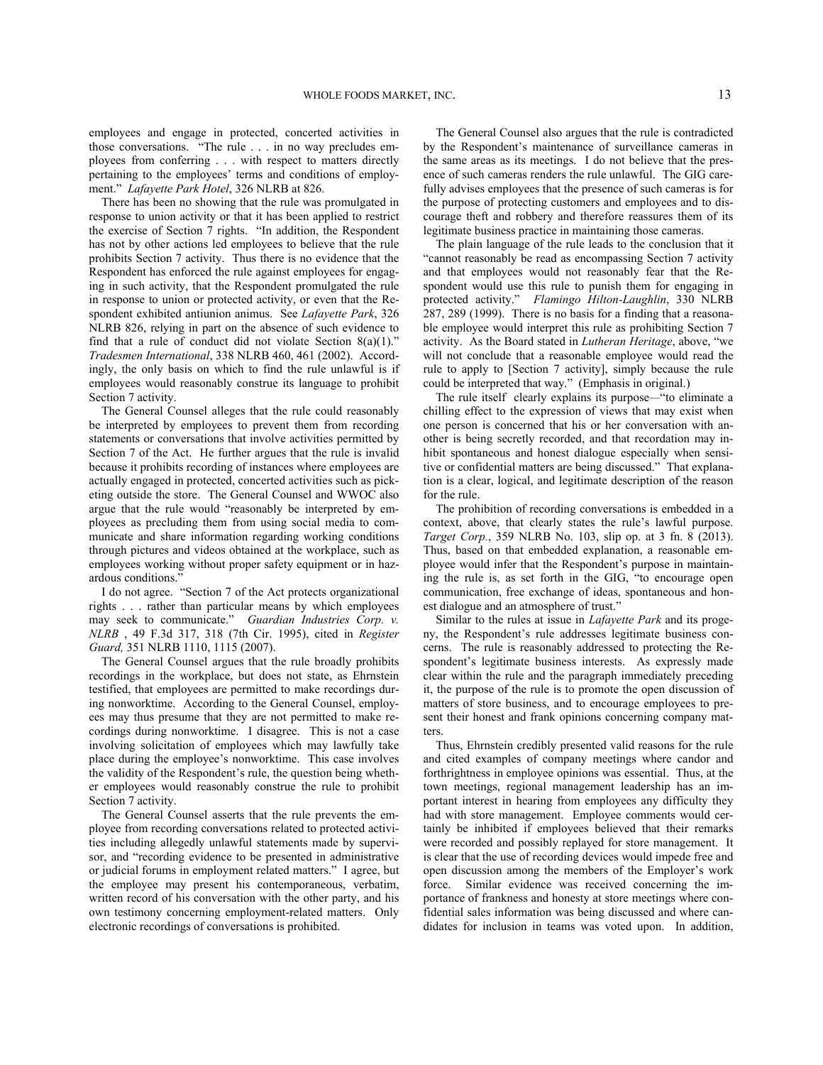employees and engage in protected, concerted activities in those conversations. "The rule . . . in no way precludes employees from conferring . . . with respect to matters directly pertaining to the employees' terms and conditions of employment." *Lafayette Park Hotel*, 326 NLRB at 826.

There has been no showing that the rule was promulgated in response to union activity or that it has been applied to restrict the exercise of Section 7 rights. "In addition, the Respondent has not by other actions led employees to believe that the rule prohibits Section 7 activity. Thus there is no evidence that the Respondent has enforced the rule against employees for engaging in such activity, that the Respondent promulgated the rule in response to union or protected activity, or even that the Respondent exhibited antiunion animus. See *Lafayette Park*, 326 NLRB 826, relying in part on the absence of such evidence to find that a rule of conduct did not violate Section 8(a)(1)." *Tradesmen International*, 338 NLRB 460, 461 (2002). Accordingly, the only basis on which to find the rule unlawful is if employees would reasonably construe its language to prohibit Section 7 activity.

The General Counsel alleges that the rule could reasonably be interpreted by employees to prevent them from recording statements or conversations that involve activities permitted by Section 7 of the Act. He further argues that the rule is invalid because it prohibits recording of instances where employees are actually engaged in protected, concerted activities such as picketing outside the store. The General Counsel and WWOC also argue that the rule would "reasonably be interpreted by employees as precluding them from using social media to communicate and share information regarding working conditions through pictures and videos obtained at the workplace, such as employees working without proper safety equipment or in hazardous conditions."

I do not agree. "Section 7 of the Act protects organizational rights . . . rather than particular means by which employees may seek to communicate." *Guardian Industries Corp. v. NLRB* , 49 F.3d 317, 318 (7th Cir. 1995), cited in *Register Guard,* 351 NLRB 1110, 1115 (2007).

The General Counsel argues that the rule broadly prohibits recordings in the workplace, but does not state, as Ehrnstein testified, that employees are permitted to make recordings during nonworktime. According to the General Counsel, employees may thus presume that they are not permitted to make recordings during nonworktime. I disagree. This is not a case involving solicitation of employees which may lawfully take place during the employee's nonworktime. This case involves the validity of the Respondent's rule, the question being whether employees would reasonably construe the rule to prohibit Section 7 activity.

The General Counsel asserts that the rule prevents the employee from recording conversations related to protected activities including allegedly unlawful statements made by supervisor, and "recording evidence to be presented in administrative or judicial forums in employment related matters." I agree, but the employee may present his contemporaneous, verbatim, written record of his conversation with the other party, and his own testimony concerning employment-related matters. Only electronic recordings of conversations is prohibited.

The General Counsel also argues that the rule is contradicted by the Respondent's maintenance of surveillance cameras in the same areas as its meetings. I do not believe that the presence of such cameras renders the rule unlawful. The GIG carefully advises employees that the presence of such cameras is for the purpose of protecting customers and employees and to discourage theft and robbery and therefore reassures them of its legitimate business practice in maintaining those cameras.

The plain language of the rule leads to the conclusion that it "cannot reasonably be read as encompassing Section 7 activity and that employees would not reasonably fear that the Respondent would use this rule to punish them for engaging in protected activity." *Flamingo Hilton-Laughlin*, 330 NLRB 287, 289 (1999). There is no basis for a finding that a reasonable employee would interpret this rule as prohibiting Section 7 activity. As the Board stated in *Lutheran Heritage*, above, "we will not conclude that a reasonable employee would read the rule to apply to [Section 7 activity], simply because the rule could be interpreted that way." (Emphasis in original.)

The rule itself clearly explains its purpose—"to eliminate a chilling effect to the expression of views that may exist when one person is concerned that his or her conversation with another is being secretly recorded, and that recordation may inhibit spontaneous and honest dialogue especially when sensitive or confidential matters are being discussed." That explanation is a clear, logical, and legitimate description of the reason for the rule.

The prohibition of recording conversations is embedded in a context, above, that clearly states the rule's lawful purpose. *Target Corp.*, 359 NLRB No. 103, slip op. at 3 fn. 8 (2013). Thus, based on that embedded explanation, a reasonable employee would infer that the Respondent's purpose in maintaining the rule is, as set forth in the GIG, "to encourage open communication, free exchange of ideas, spontaneous and honest dialogue and an atmosphere of trust."

Similar to the rules at issue in *Lafayette Park* and its progeny, the Respondent's rule addresses legitimate business concerns. The rule is reasonably addressed to protecting the Respondent's legitimate business interests. As expressly made clear within the rule and the paragraph immediately preceding it, the purpose of the rule is to promote the open discussion of matters of store business, and to encourage employees to present their honest and frank opinions concerning company matters.

Thus, Ehrnstein credibly presented valid reasons for the rule and cited examples of company meetings where candor and forthrightness in employee opinions was essential. Thus, at the town meetings, regional management leadership has an important interest in hearing from employees any difficulty they had with store management. Employee comments would certainly be inhibited if employees believed that their remarks were recorded and possibly replayed for store management. It is clear that the use of recording devices would impede free and open discussion among the members of the Employer's work force. Similar evidence was received concerning the importance of frankness and honesty at store meetings where confidential sales information was being discussed and where candidates for inclusion in teams was voted upon. In addition,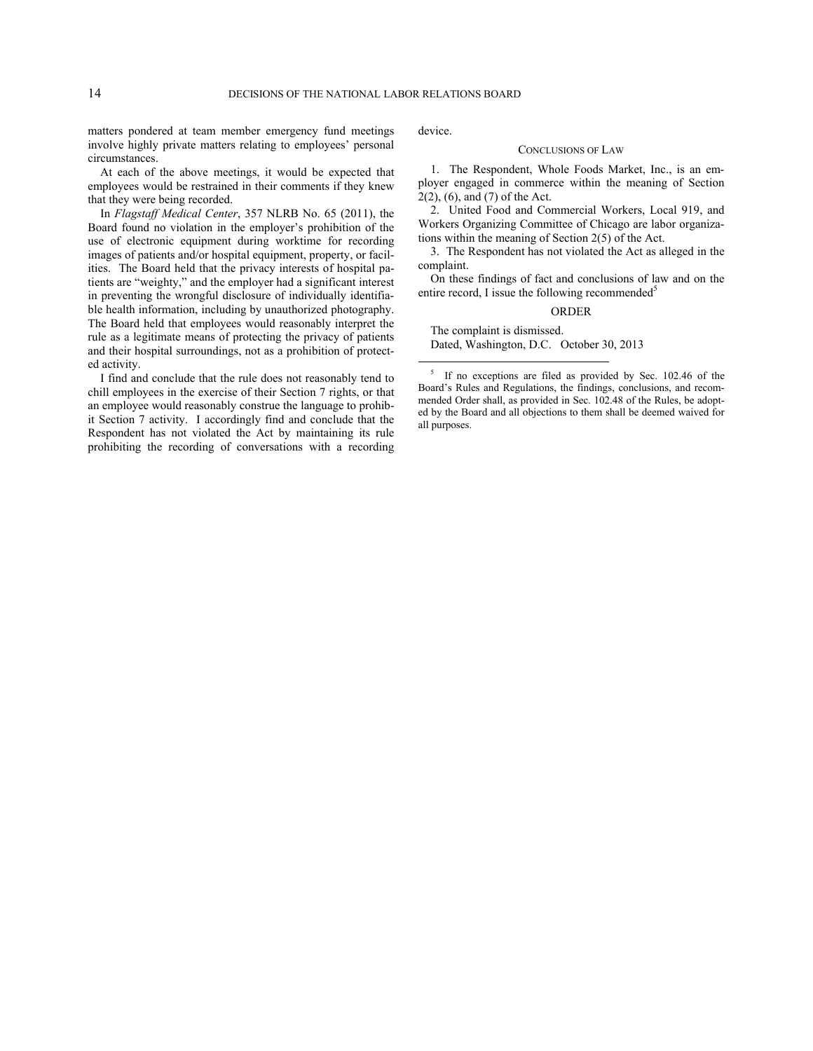matters pondered at team member emergency fund meetings involve highly private matters relating to employees' personal circumstances.

At each of the above meetings, it would be expected that employees would be restrained in their comments if they knew that they were being recorded.

In *Flagstaff Medical Center*, 357 NLRB No. 65 (2011), the Board found no violation in the employer's prohibition of the use of electronic equipment during worktime for recording images of patients and/or hospital equipment, property, or facilities. The Board held that the privacy interests of hospital patients are "weighty," and the employer had a significant interest in preventing the wrongful disclosure of individually identifiable health information, including by unauthorized photography. The Board held that employees would reasonably interpret the rule as a legitimate means of protecting the privacy of patients and their hospital surroundings, not as a prohibition of protected activity.

I find and conclude that the rule does not reasonably tend to chill employees in the exercise of their Section 7 rights, or that an employee would reasonably construe the language to prohibit Section 7 activity. I accordingly find and conclude that the Respondent has not violated the Act by maintaining its rule prohibiting the recording of conversations with a recording device.

## CONCLUSIONS OF LAW

1. The Respondent, Whole Foods Market, Inc., is an employer engaged in commerce within the meaning of Section 2(2), (6), and (7) of the Act.

2. United Food and Commercial Workers, Local 919, and Workers Organizing Committee of Chicago are labor organizations within the meaning of Section 2(5) of the Act.

3. The Respondent has not violated the Act as alleged in the complaint.

On these findings of fact and conclusions of law and on the entire record, I issue the following recommended[5]

## ORDER

The complaint is dismissed.

Dated, Washington, D.C. October 30, 2013

---

[5] If no exceptions are filed as provided by Sec. 102.46 of the Board's Rules and Regulations, the findings, conclusions, and recommended Order shall, as provided in Sec. 102.48 of the Rules, be adopted by the Board and all objections to them shall be deemed waived for all purposes.